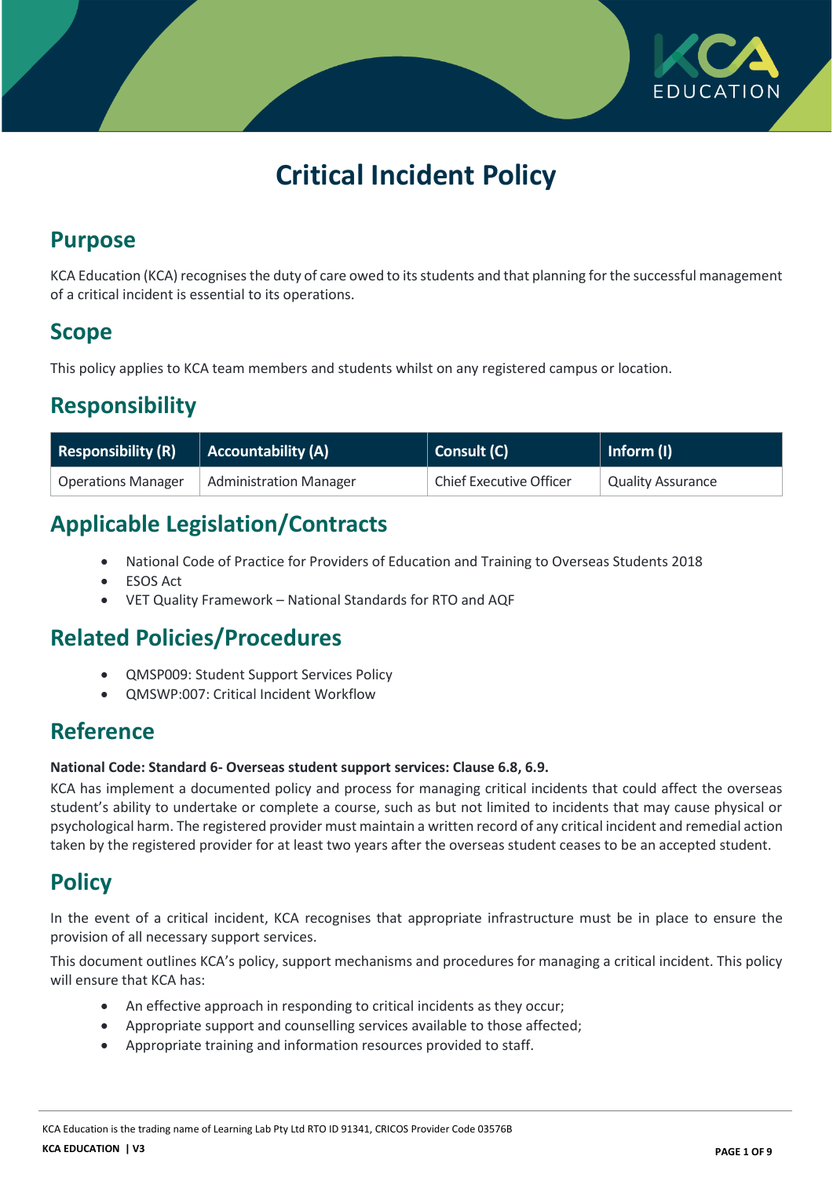# Critical Incident Policy

## Purpose

KCA Education (KCA) recognises the duty of care owed to its students and that planning for the successful management of a critical incident is essential to its operations.

## Scope

This policy applies to KCA team members and students whilst on any registered campus or location.

## Responsibility

| Responsibility (R) | Accountability (A) | Consult (C) | Inform (I) |
| --- | --- | --- | --- |
| Operations Manager | Administration Manager | Chief Executive Officer | Quality Assurance |

## Applicable Legislation/Contracts

- National Code of Practice for Providers of Education and Training to Overseas Students 2018
- ESOS Act
- VET Quality Framework – National Standards for RTO and AQF

## Related Policies/Procedures

- QMSP009: Student Support Services Policy
- QMSWP:007: Critical Incident Workflow

## Reference

**National Code: Standard 6- Overseas student support services: Clause 6.8, 6.9.**

KCA has implement a documented policy and process for managing critical incidents that could affect the overseas student's ability to undertake or complete a course, such as but not limited to incidents that may cause physical or psychological harm. The registered provider must maintain a written record of any critical incident and remedial action taken by the registered provider for at least two years after the overseas student ceases to be an accepted student.

## Policy

In the event of a critical incident, KCA recognises that appropriate infrastructure must be in place to ensure the provision of all necessary support services.

This document outlines KCA's policy, support mechanisms and procedures for managing a critical incident. This policy will ensure that KCA has:

- An effective approach in responding to critical incidents as they occur;
- Appropriate support and counselling services available to those affected;
- Appropriate training and information resources provided to staff.

KCA Education is the trading name of Learning Lab Pty Ltd RTO ID 91341, CRICOS Provider Code 03576B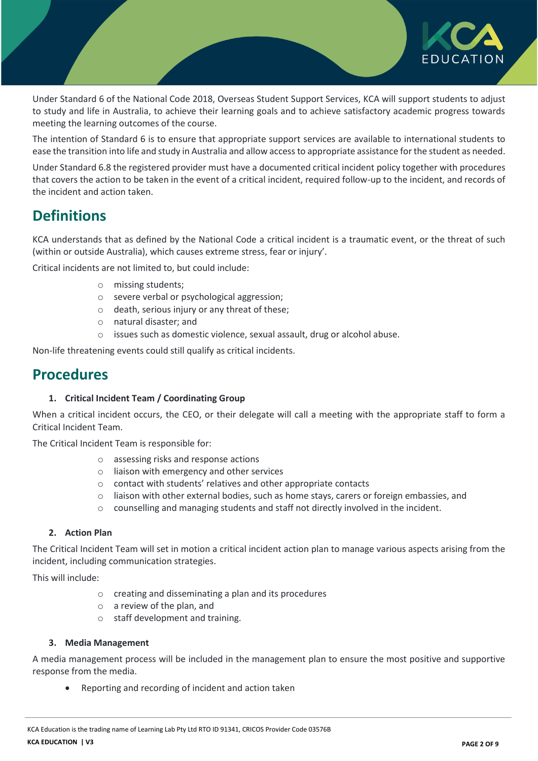Under Standard 6 of the National Code 2018, Overseas Student Support Services, KCA will support students to adjust to study and life in Australia, to achieve their learning goals and to achieve satisfactory academic progress towards meeting the learning outcomes of the course.

The intention of Standard 6 is to ensure that appropriate support services are available to international students to ease the transition into life and study in Australia and allow access to appropriate assistance for the student as needed.

Under Standard 6.8 the registered provider must have a documented critical incident policy together with procedures that covers the action to be taken in the event of a critical incident, required follow-up to the incident, and records of the incident and action taken.

## Definitions

KCA understands that as defined by the National Code a critical incident is a traumatic event, or the threat of such (within or outside Australia), which causes extreme stress, fear or injury'.

Critical incidents are not limited to, but could include:

- missing students;
- severe verbal or psychological aggression;
- death, serious injury or any threat of these;
- natural disaster; and
- issues such as domestic violence, sexual assault, drug or alcohol abuse.

Non-life threatening events could still qualify as critical incidents.

## Procedures

### 1. Critical Incident Team / Coordinating Group

When a critical incident occurs, the CEO, or their delegate will call a meeting with the appropriate staff to form a Critical Incident Team.

The Critical Incident Team is responsible for:

- assessing risks and response actions
- liaison with emergency and other services
- contact with students' relatives and other appropriate contacts
- liaison with other external bodies, such as home stays, carers or foreign embassies, and
- counselling and managing students and staff not directly involved in the incident.

### 2. Action Plan

The Critical Incident Team will set in motion a critical incident action plan to manage various aspects arising from the incident, including communication strategies.

This will include:

- creating and disseminating a plan and its procedures
- a review of the plan, and
- staff development and training.

### 3. Media Management

A media management process will be included in the management plan to ensure the most positive and supportive response from the media.

- Reporting and recording of incident and action taken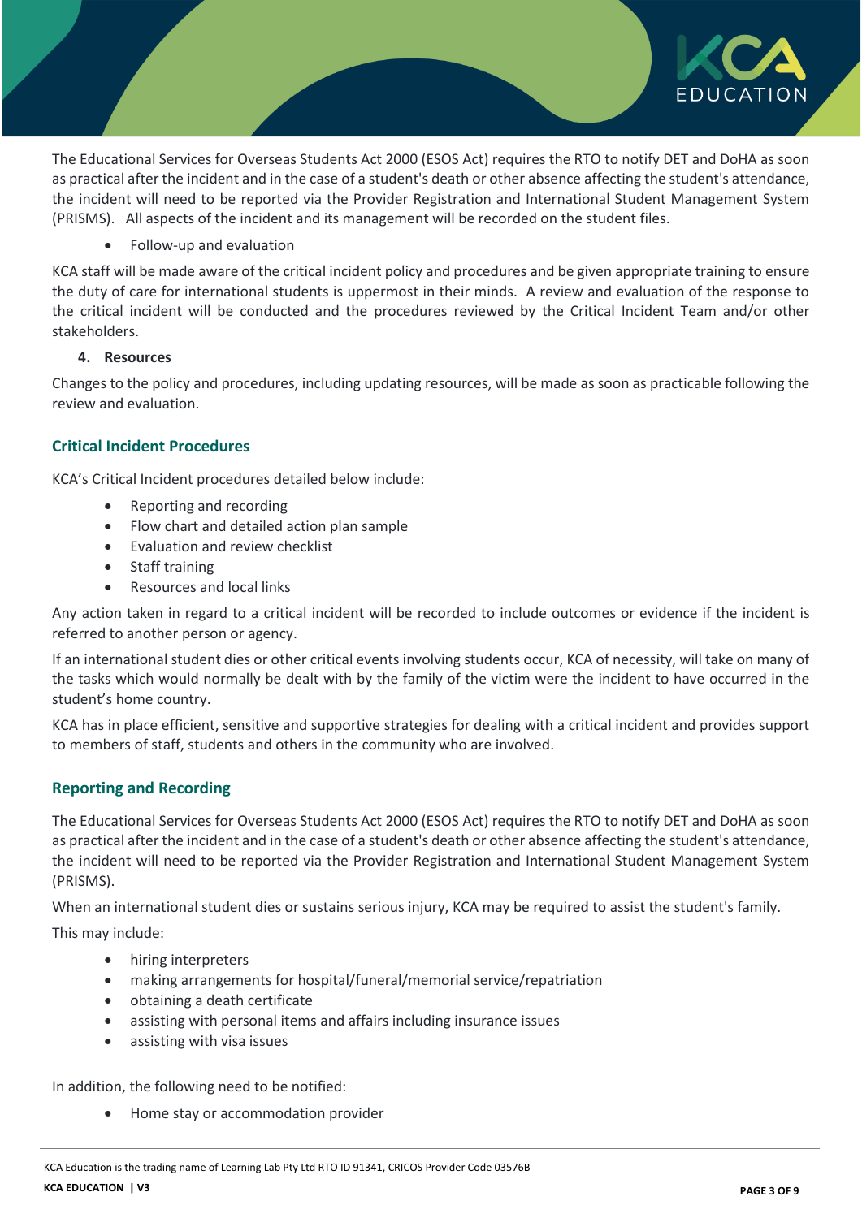The Educational Services for Overseas Students Act 2000 (ESOS Act) requires the RTO to notify DET and DoHA as soon as practical after the incident and in the case of a student's death or other absence affecting the student's attendance, the incident will need to be reported via the Provider Registration and International Student Management System (PRISMS). All aspects of the incident and its management will be recorded on the student files.

- Follow-up and evaluation

KCA staff will be made aware of the critical incident policy and procedures and be given appropriate training to ensure the duty of care for international students is uppermost in their minds. A review and evaluation of the response to the critical incident will be conducted and the procedures reviewed by the Critical Incident Team and/or other stakeholders.

4. **Resources**

Changes to the policy and procedures, including updating resources, will be made as soon as practicable following the review and evaluation.

## Critical Incident Procedures

KCA's Critical Incident procedures detailed below include:

- Reporting and recording
- Flow chart and detailed action plan sample
- Evaluation and review checklist
- Staff training
- Resources and local links

Any action taken in regard to a critical incident will be recorded to include outcomes or evidence if the incident is referred to another person or agency.

If an international student dies or other critical events involving students occur, KCA of necessity, will take on many of the tasks which would normally be dealt with by the family of the victim were the incident to have occurred in the student's home country.

KCA has in place efficient, sensitive and supportive strategies for dealing with a critical incident and provides support to members of staff, students and others in the community who are involved.

## Reporting and Recording

The Educational Services for Overseas Students Act 2000 (ESOS Act) requires the RTO to notify DET and DoHA as soon as practical after the incident and in the case of a student's death or other absence affecting the student's attendance, the incident will need to be reported via the Provider Registration and International Student Management System (PRISMS).

When an international student dies or sustains serious injury, KCA may be required to assist the student's family.

This may include:

- hiring interpreters
- making arrangements for hospital/funeral/memorial service/repatriation
- obtaining a death certificate
- assisting with personal items and affairs including insurance issues
- assisting with visa issues

In addition, the following need to be notified:

- Home stay or accommodation provider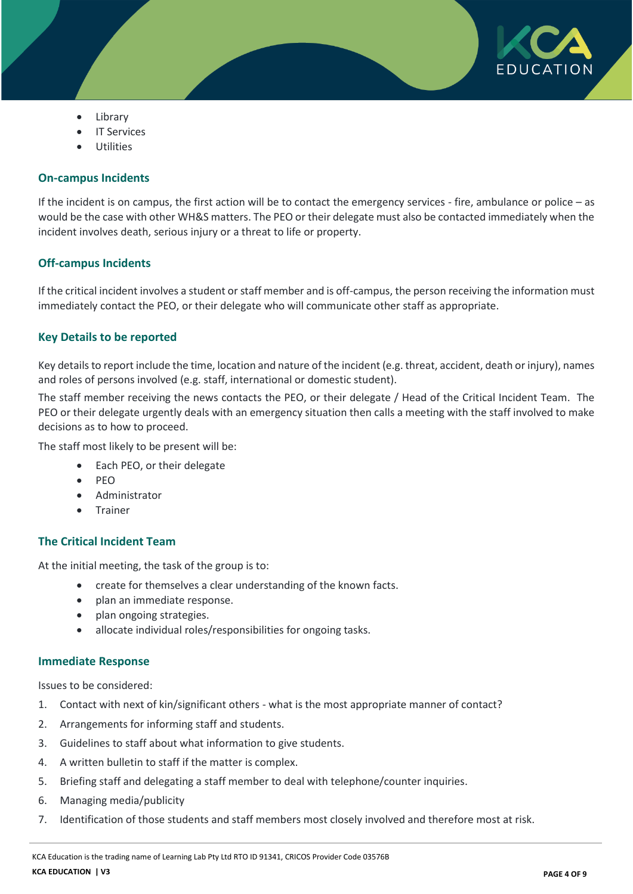- Library
- IT Services
- Utilities

### On-campus Incidents

If the incident is on campus, the first action will be to contact the emergency services - fire, ambulance or police – as would be the case with other WH&S matters. The PEO or their delegate must also be contacted immediately when the incident involves death, serious injury or a threat to life or property.

### Off-campus Incidents

If the critical incident involves a student or staff member and is off-campus, the person receiving the information must immediately contact the PEO, or their delegate who will communicate other staff as appropriate.

### Key Details to be reported

Key details to report include the time, location and nature of the incident (e.g. threat, accident, death or injury), names and roles of persons involved (e.g. staff, international or domestic student).

The staff member receiving the news contacts the PEO, or their delegate / Head of the Critical Incident Team. The PEO or their delegate urgently deals with an emergency situation then calls a meeting with the staff involved to make decisions as to how to proceed.

The staff most likely to be present will be:

- Each PEO, or their delegate
- PEO
- Administrator
- Trainer

### The Critical Incident Team

At the initial meeting, the task of the group is to:

- create for themselves a clear understanding of the known facts.
- plan an immediate response.
- plan ongoing strategies.
- allocate individual roles/responsibilities for ongoing tasks.

### Immediate Response

Issues to be considered:

1. Contact with next of kin/significant others - what is the most appropriate manner of contact?
2. Arrangements for informing staff and students.
3. Guidelines to staff about what information to give students.
4. A written bulletin to staff if the matter is complex.
5. Briefing staff and delegating a staff member to deal with telephone/counter inquiries.
6. Managing media/publicity
7. Identification of those students and staff members most closely involved and therefore most at risk.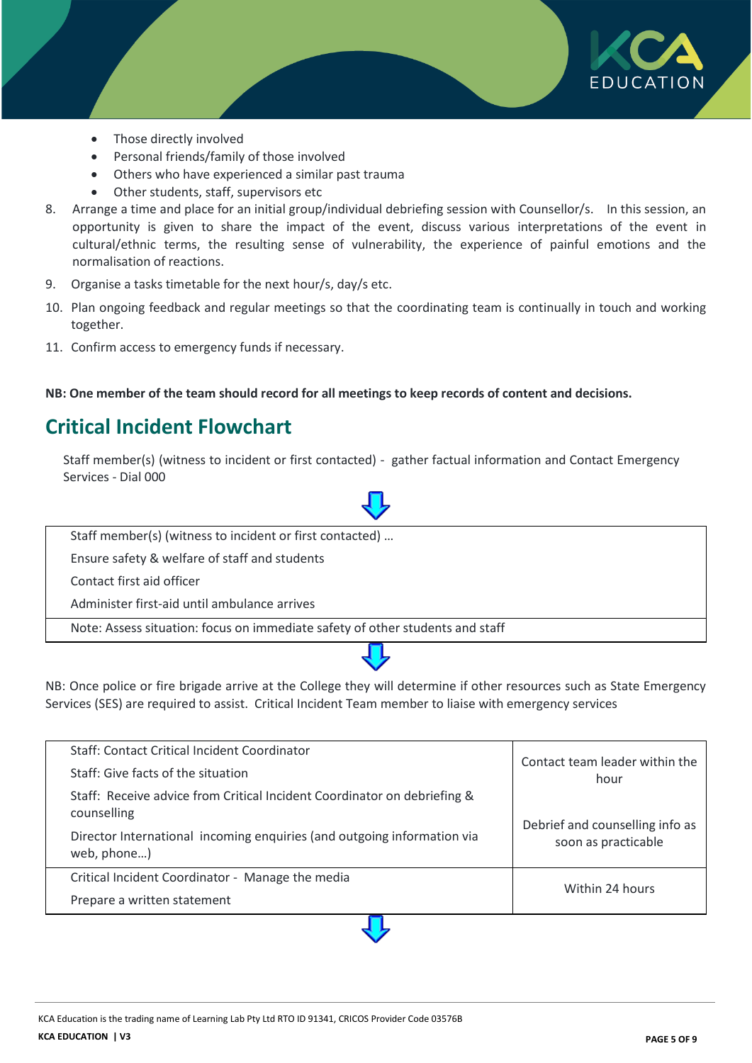- Those directly involved
- Personal friends/family of those involved
- Others who have experienced a similar past trauma
- Other students, staff, supervisors etc

8. Arrange a time and place for an initial group/individual debriefing session with Counsellor/s. In this session, an opportunity is given to share the impact of the event, discuss various interpretations of the event in cultural/ethnic terms, the resulting sense of vulnerability, the experience of painful emotions and the normalisation of reactions.
9. Organise a tasks timetable for the next hour/s, day/s etc.
10. Plan ongoing feedback and regular meetings so that the coordinating team is continually in touch and working together.
11. Confirm access to emergency funds if necessary.

**NB: One member of the team should record for all meetings to keep records of content and decisions.**

## Critical Incident Flowchart

Staff member(s) (witness to incident or first contacted) - gather factual information and Contact Emergency Services - Dial 000

⇩

| Staff member(s) (witness to incident or first contacted) … |
|---|
| Ensure safety & welfare of staff and students |
| Contact first aid officer |
| Administer first-aid until ambulance arrives |
| Note: Assess situation: focus on immediate safety of other students and staff |

⇩

NB: Once police or fire brigade arrive at the College they will determine if other resources such as State Emergency Services (SES) are required to assist. Critical Incident Team member to liaise with emergency services

| | |
|---|---|
| Staff: Contact Critical Incident Coordinator<br>Staff: Give facts of the situation<br>Staff: Receive advice from Critical Incident Coordinator on debriefing & counselling<br>Director International incoming enquiries (and outgoing information via web, phone…) | Contact team leader within the hour<br><br>Debrief and counselling info as soon as practicable |
| Critical Incident Coordinator - Manage the media<br>Prepare a written statement | Within 24 hours |

⇩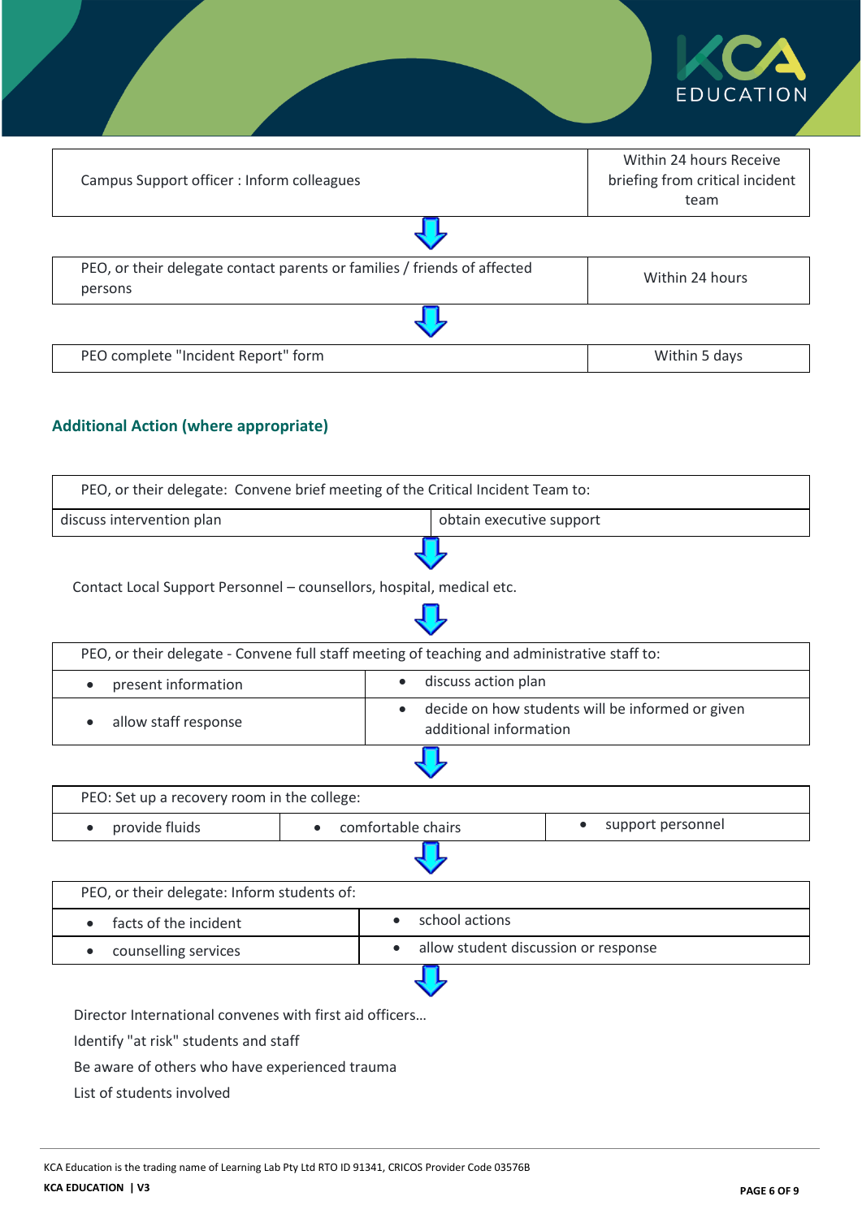| | |
|---|---|
| Campus Support officer : Inform colleagues | Within 24 hours Receive briefing from critical incident team |

| | |
|---|---|
| PEO, or their delegate contact parents or families / friends of affected persons | Within 24 hours |

| | |
|---|---|
| PEO complete "Incident Report" form | Within 5 days |

### Additional Action (where appropriate)

| PEO, or their delegate: Convene brief meeting of the Critical Incident Team to: | |
|---|---|
| discuss intervention plan | obtain executive support |

Contact Local Support Personnel – counsellors, hospital, medical etc.

| PEO, or their delegate - Convene full staff meeting of teaching and administrative staff to: | |
|---|---|
| • present information | • discuss action plan |
| • allow staff response | • decide on how students will be informed or given additional information |

| PEO: Set up a recovery room in the college: | | |
|---|---|---|
| • provide fluids | • comfortable chairs | • support personnel |

| PEO, or their delegate: Inform students of: | |
|---|---|
| • facts of the incident | • school actions |
| • counselling services | • allow student discussion or response |

Director International convenes with first aid officers…

Identify "at risk" students and staff

Be aware of others who have experienced trauma

List of students involved

KCA Education is the trading name of Learning Lab Pty Ltd RTO ID 91341, CRICOS Provider Code 03576B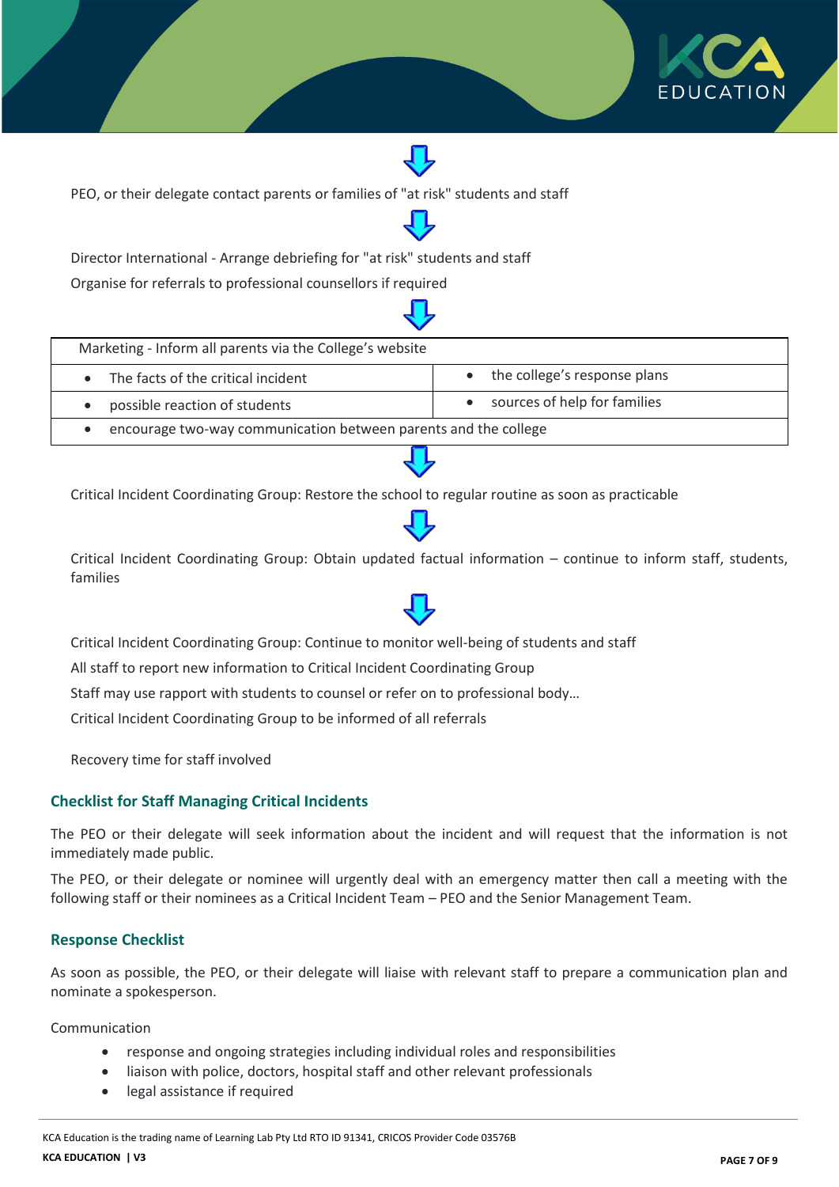PEO, or their delegate contact parents or families of "at risk" students and staff

Director International - Arrange debriefing for "at risk" students and staff

Organise for referrals to professional counsellors if required

| Marketing - Inform all parents via the College's website | |
|---|---|
| • The facts of the critical incident | • the college's response plans |
| • possible reaction of students | • sources of help for families |
| • encourage two-way communication between parents and the college | |

Critical Incident Coordinating Group: Restore the school to regular routine as soon as practicable

Critical Incident Coordinating Group: Obtain updated factual information – continue to inform staff, students, families

Critical Incident Coordinating Group: Continue to monitor well-being of students and staff

All staff to report new information to Critical Incident Coordinating Group

Staff may use rapport with students to counsel or refer on to professional body…

Critical Incident Coordinating Group to be informed of all referrals

Recovery time for staff involved

### Checklist for Staff Managing Critical Incidents

The PEO or their delegate will seek information about the incident and will request that the information is not immediately made public.

The PEO, or their delegate or nominee will urgently deal with an emergency matter then call a meeting with the following staff or their nominees as a Critical Incident Team – PEO and the Senior Management Team.

### Response Checklist

As soon as possible, the PEO, or their delegate will liaise with relevant staff to prepare a communication plan and nominate a spokesperson.

Communication

- response and ongoing strategies including individual roles and responsibilities
- liaison with police, doctors, hospital staff and other relevant professionals
- legal assistance if required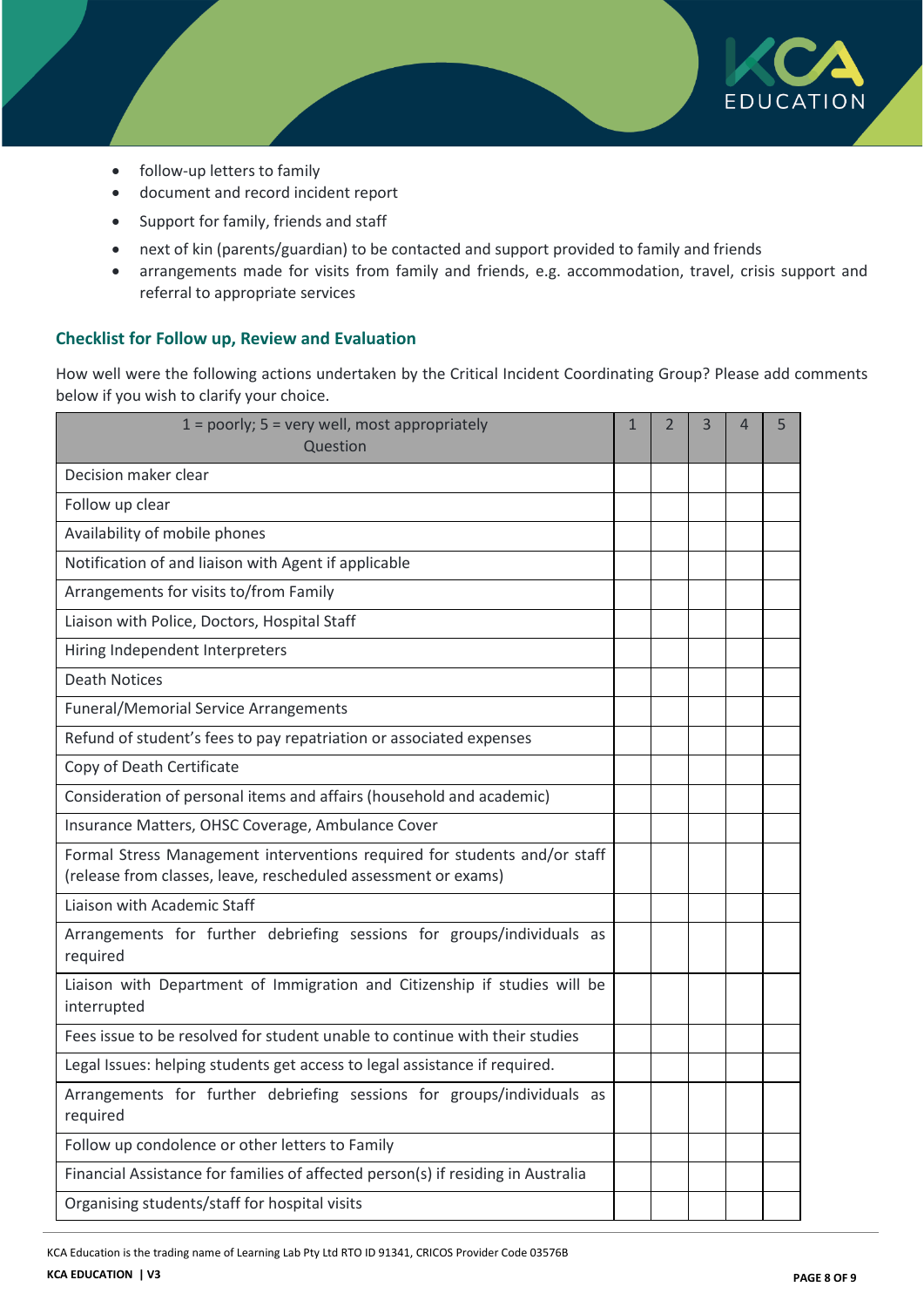- follow-up letters to family
- document and record incident report
- Support for family, friends and staff
- next of kin (parents/guardian) to be contacted and support provided to family and friends
- arrangements made for visits from family and friends, e.g. accommodation, travel, crisis support and referral to appropriate services

### Checklist for Follow up, Review and Evaluation

How well were the following actions undertaken by the Critical Incident Coordinating Group? Please add comments below if you wish to clarify your choice.

| 1 = poorly; 5 = very well, most appropriately<br>Question | 1 | 2 | 3 | 4 | 5 |
|---|---|---|---|---|---|
| Decision maker clear | | | | | |
| Follow up clear | | | | | |
| Availability of mobile phones | | | | | |
| Notification of and liaison with Agent if applicable | | | | | |
| Arrangements for visits to/from Family | | | | | |
| Liaison with Police, Doctors, Hospital Staff | | | | | |
| Hiring Independent Interpreters | | | | | |
| Death Notices | | | | | |
| Funeral/Memorial Service Arrangements | | | | | |
| Refund of student's fees to pay repatriation or associated expenses | | | | | |
| Copy of Death Certificate | | | | | |
| Consideration of personal items and affairs (household and academic) | | | | | |
| Insurance Matters, OHSC Coverage, Ambulance Cover | | | | | |
| Formal Stress Management interventions required for students and/or staff (release from classes, leave, rescheduled assessment or exams) | | | | | |
| Liaison with Academic Staff | | | | | |
| Arrangements for further debriefing sessions for groups/individuals as required | | | | | |
| Liaison with Department of Immigration and Citizenship if studies will be interrupted | | | | | |
| Fees issue to be resolved for student unable to continue with their studies | | | | | |
| Legal Issues: helping students get access to legal assistance if required. | | | | | |
| Arrangements for further debriefing sessions for groups/individuals as required | | | | | |
| Follow up condolence or other letters to Family | | | | | |
| Financial Assistance for families of affected person(s) if residing in Australia | | | | | |
| Organising students/staff for hospital visits | | | | | |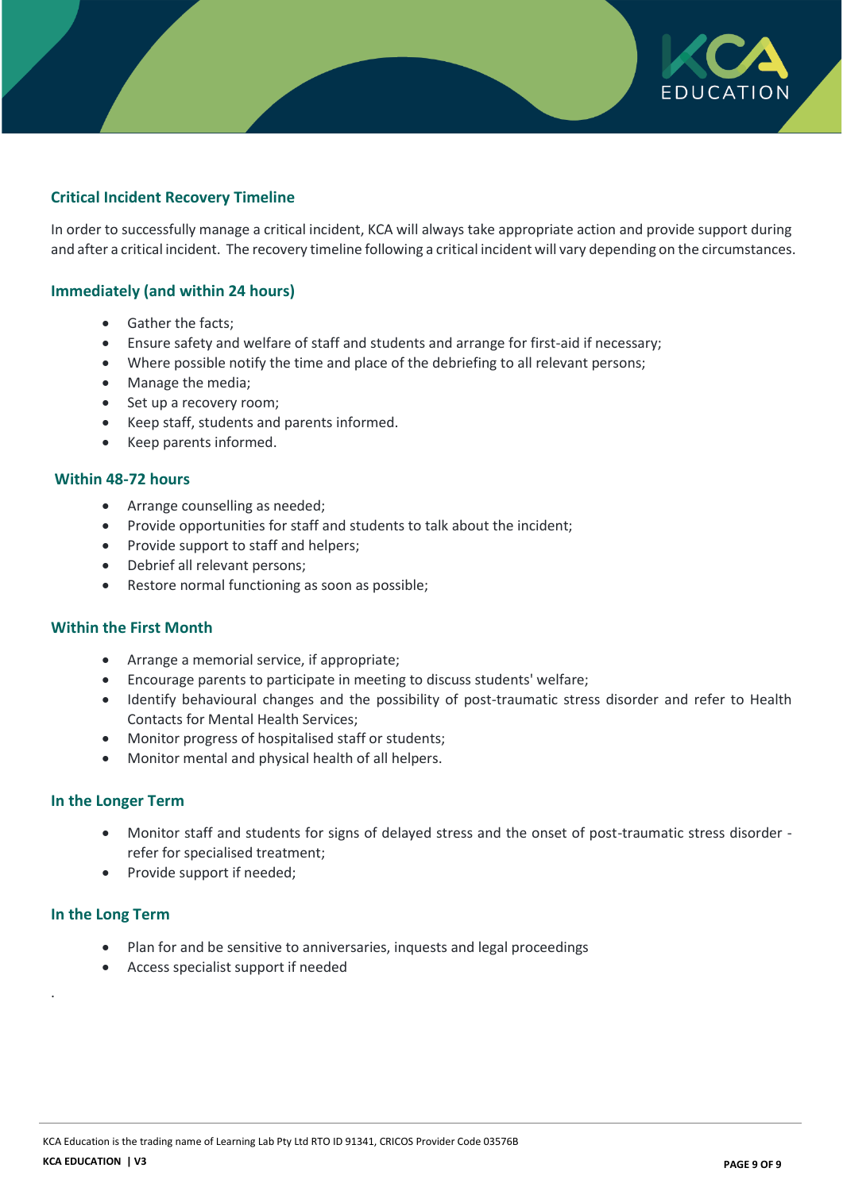## Critical Incident Recovery Timeline

In order to successfully manage a critical incident, KCA will always take appropriate action and provide support during and after a critical incident. The recovery timeline following a critical incident will vary depending on the circumstances.

### Immediately (and within 24 hours)

- Gather the facts;
- Ensure safety and welfare of staff and students and arrange for first-aid if necessary;
- Where possible notify the time and place of the debriefing to all relevant persons;
- Manage the media;
- Set up a recovery room;
- Keep staff, students and parents informed.
- Keep parents informed.

### Within 48-72 hours

- Arrange counselling as needed;
- Provide opportunities for staff and students to talk about the incident;
- Provide support to staff and helpers;
- Debrief all relevant persons;
- Restore normal functioning as soon as possible;

### Within the First Month

- Arrange a memorial service, if appropriate;
- Encourage parents to participate in meeting to discuss students' welfare;
- Identify behavioural changes and the possibility of post-traumatic stress disorder and refer to Health Contacts for Mental Health Services;
- Monitor progress of hospitalised staff or students;
- Monitor mental and physical health of all helpers.

### In the Longer Term

- Monitor staff and students for signs of delayed stress and the onset of post-traumatic stress disorder - refer for specialised treatment;
- Provide support if needed;

### In the Long Term

- Plan for and be sensitive to anniversaries, inquests and legal proceedings
- Access specialist support if needed

.